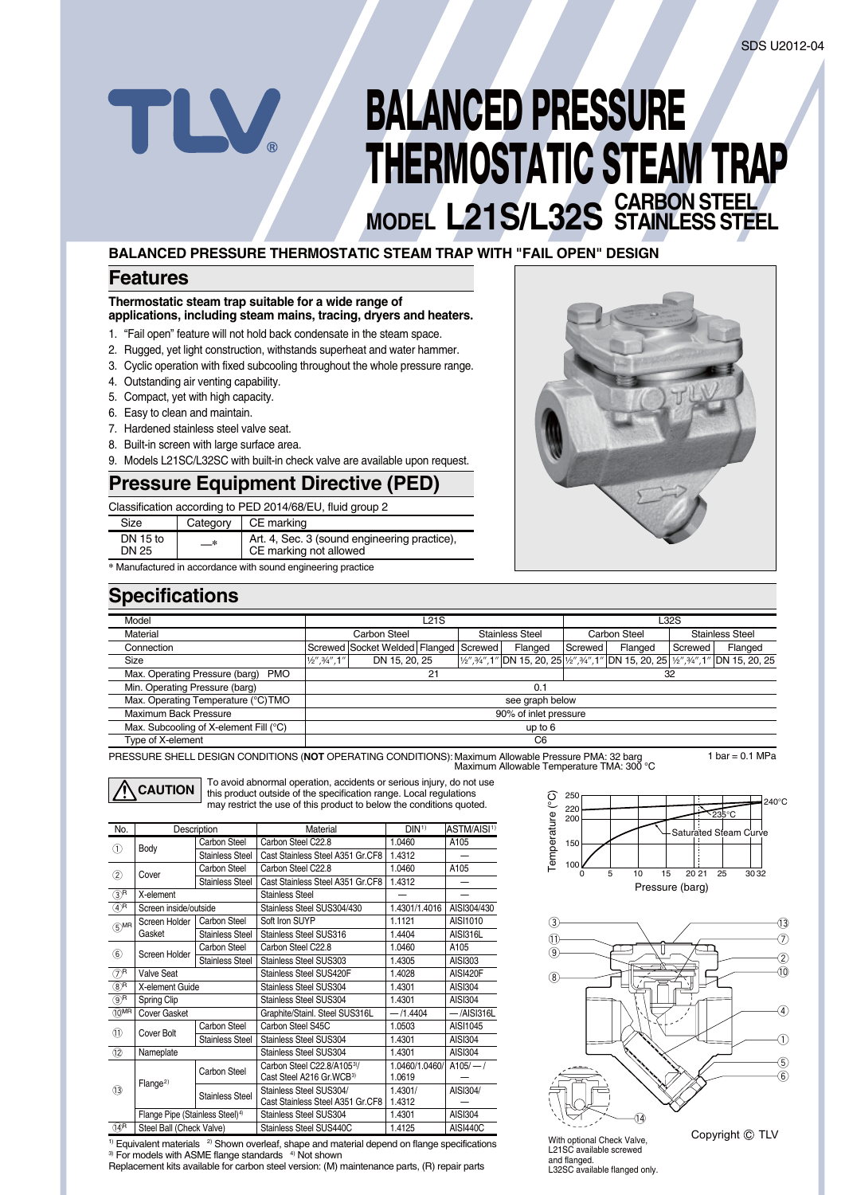SDS U2012-04

# BALANCED PRESSURE THERMOSTATIC STEAM TRAP

## MODEL L21S/L32S CARBON STEEL STAINLESS STEEL

**BALANCED PRESSURE THERMOSTATIC STEAM TRAP WITH "FAIL OPEN" DESIGN**

## Features

**Thermostatic steam trap suitable for a wide range of applications, including steam mains, tracing, dryers and heaters.**

1. "Fail open" feature will not hold back condensate in the steam space.
2. Rugged, yet light construction, withstands superheat and water hammer.
3. Cyclic operation with fixed subcooling throughout the whole pressure range.
4. Outstanding air venting capability.
5. Compact, yet with high capacity.
6. Easy to clean and maintain.
7. Hardened stainless steel valve seat.
8. Built-in screen with large surface area.
9. Models L21SC/L32SC with built-in check valve are available upon request.

## Pressure Equipment Directive (PED)

Classification according to PED 2014/68/EU, fluid group 2

| Size | Category | CE marking |
|---|---|---|
| DN 15 to DN 25 | —* | Art. 4, Sec. 3 (sound engineering practice), CE marking not allowed |

* Manufactured in accordance with sound engineering practice

## Specifications

| Model | L21S | | | | | L32S | | | |
|---|---|---|---|---|---|---|---|---|---|
| Material | Carbon Steel | | | Stainless Steel | | Carbon Steel | | Stainless Steel | |
| Connection | Screwed | Socket Welded | Flanged | Screwed | Flanged | Screwed | Flanged | Screwed | Flanged |
| Size | ½″,¾″,1″ | DN 15, 20, 25 | | ½″,¾″,1″ | DN 15, 20, 25 | ½″,¾″,1″ | DN 15, 20, 25 | ½″,¾″,1″ | DN 15, 20, 25 |
| Max. Operating Pressure (barg) PMO | 21 | | | | | 32 | | | |
| Min. Operating Pressure (barg) | 0.1 | | | | | | | | |
| Max. Operating Temperature (°C) TMO | see graph below | | | | | | | | |
| Maximum Back Pressure | 90% of inlet pressure | | | | | | | | |
| Max. Subcooling of X-element Fill (°C) | up to 6 | | | | | | | | |
| Type of X-element | C6 | | | | | | | | |

PRESSURE SHELL DESIGN CONDITIONS (**NOT** OPERATING CONDITIONS): Maximum Allowable Pressure PMA: 32 barg
Maximum Allowable Temperature TMA: 300 °C

1 bar = 0.1 MPa

**⚠ CAUTION** To avoid abnormal operation, accidents or serious injury, do not use this product outside of the specification range. Local regulations may restrict the use of this product to below the conditions quoted.

| No. | Description | | Material | DIN[1] | ASTM/AISI[1] |
|---|---|---|---|---|---|
| ① | Body | Carbon Steel | Carbon Steel C22.8 | 1.0460 | A105 |
| | | Stainless Steel | Cast Stainless Steel A351 Gr.CF8 | 1.4312 | — |
| ② | Cover | Carbon Steel | Carbon Steel C22.8 | 1.0460 | A105 |
| | | Stainless Steel | Cast Stainless Steel A351 Gr.CF8 | 1.4312 | — |
| ③R | X-element | | Stainless Steel | — | — |
| ④R | Screen inside/outside | | Stainless Steel SUS304/430 | 1.4301/1.4016 | AISI304/430 |
| ⑤MR | Screen Holder Gasket | Carbon Steel | Soft Iron SUYP | 1.1121 | AISI1010 |
| | | Stainless Steel | Stainless Steel SUS316 | 1.4404 | AISI316L |
| ⑥ | Screen Holder | Carbon Steel | Carbon Steel C22.8 | 1.0460 | A105 |
| | | Stainless Steel | Stainless Steel SUS303 | 1.4305 | AISI303 |
| ⑦R | Valve Seat | | Stainless Steel SUS420F | 1.4028 | AISI420F |
| ⑧R | X-element Guide | | Stainless Steel SUS304 | 1.4301 | AISI304 |
| ⑨R | Spring Clip | | Stainless Steel SUS304 | 1.4301 | AISI304 |
| ⑩MR | Cover Gasket | | Graphite/Stainl. Steel SUS316L | — /1.4404 | — /AISI316L |
| ⑪ | Cover Bolt | Carbon Steel | Carbon Steel S45C | 1.0503 | AISI1045 |
| | | Stainless Steel | Stainless Steel SUS304 | 1.4301 | AISI304 |
| ⑫ | Nameplate | | Stainless Steel SUS304 | 1.4301 | AISI304 |
| ⑬ | Flange[2] | Carbon Steel | Carbon Steel C22.8/A105[3]/ Cast Steel A216 Gr.WCB[3] | 1.0460/1.0460/ 1.0619 | A105/ — / — |
| | | Stainless Steel | Stainless Steel SUS304/ Cast Stainless Steel A351 Gr.CF8 | 1.4301/ 1.4312 | AISI304/ — |
| | Flange Pipe (Stainless Steel)[4] | | Stainless Steel SUS304 | 1.4301 | AISI304 |
| ⑭R | Steel Ball (Check Valve) | | Stainless Steel SUS440C | 1.4125 | AISI440C |

[1] Equivalent materials [2] Shown overleaf, shape and material depend on flange specifications
[3] For models with ASME flange standards [4] Not shown
Replacement kits available for carbon steel version: (M) maintenance parts, (R) repair parts

Temperature (°C)
250
220
200
150
100
0 5 10 15 20 21 25 30 32
Pressure (barg)
240°C
235°C
Saturated Steam Curve

With optional Check Valve, L21SC available screwed and flanged. L32SC available flanged only.

Copyright © TLV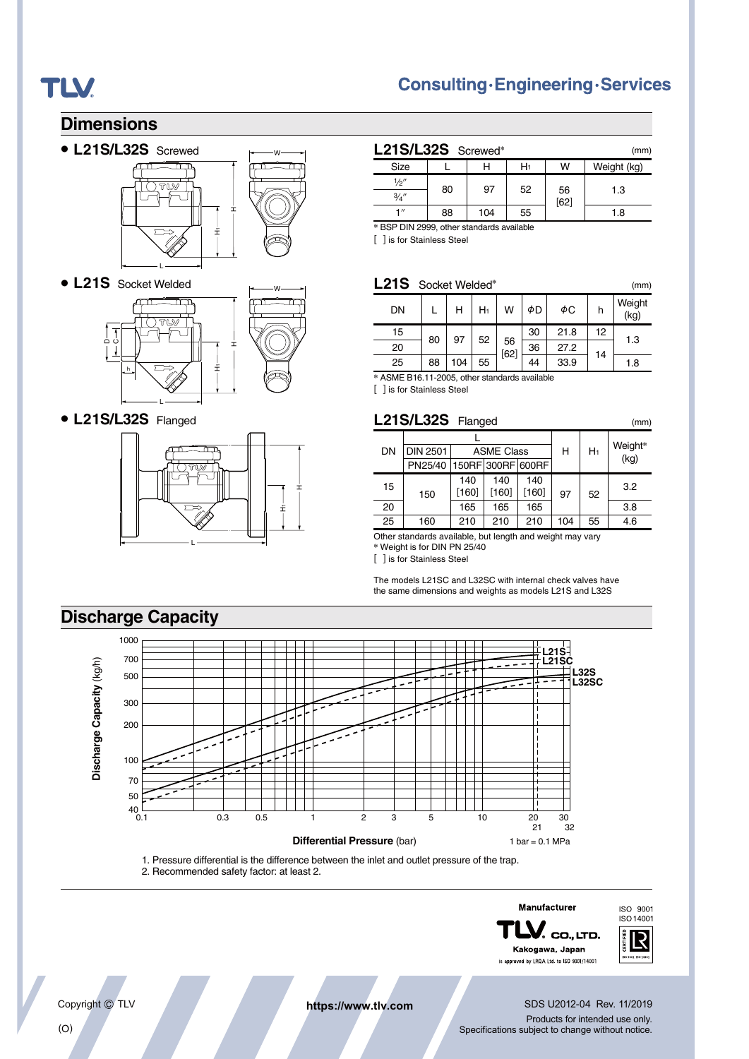## Dimensions

- **L21S/L32S** Screwed

W
H
H1
L

- **L21S** Socket Welded

W
D
C
h
H
H1
L

- **L21S/L32S** Flanged

H
H1
L

**L21S/L32S** Screwed* (mm)

| Size | L | H | H1 | W | Weight (kg) |
|---|---|---|---|---|---|
| ½″ | 80 | 97 | 52 | 56 [62] | 1.3 |
| ¾″ | | | | | |
| 1″ | 88 | 104 | 55 | | 1.8 |

* BSP DIN 2999, other standards available
[ ] is for Stainless Steel

**L21S** Socket Welded* (mm)

| DN | L | H | H1 | W | ϕD | ϕC | h | Weight (kg) |
|---|---|---|---|---|---|---|---|---|
| 15 | 80 | 97 | 52 | 56 [62] | 30 | 21.8 | 12 | 1.3 |
| 20 | | | | | 36 | 27.2 | 14 | |
| 25 | 88 | 104 | 55 | | 44 | 33.9 | | 1.8 |

* ASME B16.11-2005, other standards available
[ ] is for Stainless Steel

**L21S/L32S** Flanged (mm)

| DN | L | | | | H | H1 | Weight* (kg) |
|---|---|---|---|---|---|---|---|
| | DIN 2501 | ASME Class | | | | | |
| | PN25/40 | 150RF | 300RF | 600RF | | | |
| 15 | 150 | 140 [160] | 140 [160] | 140 [160] | 97 | 52 | 3.2 |
| 20 | | 165 | 165 | 165 | | | 3.8 |
| 25 | 160 | 210 | 210 | 210 | 104 | 55 | 4.6 |

Other standards available, but length and weight may vary
* Weight is for DIN PN 25/40
[ ] is for Stainless Steel

The models L21SC and L32SC with internal check valves have the same dimensions and weights as models L21S and L32S

## Discharge Capacity

Discharge Capacity (kg/h)
1000, 700, 500, 300, 200, 100, 70, 50, 40
L21S
L21SC
L32S
L32SC
Differential Pressure (bar)
0.1, 0.3, 0.5, 1, 2, 3, 5, 10, 20, 21, 30, 32
1 bar = 0.1 MPa

1. Pressure differential is the difference between the inlet and outlet pressure of the trap.
2. Recommended safety factor: at least 2.

Manufacturer
TLV. CO., LTD.
Kakogawa, Japan
is approved by LRQA Ltd. to ISO 9001/14001
ISO 9001
ISO 14001

Copyright © TLV
https://www.tlv.com
SDS U2012-04 Rev. 11/2019
(O)
Products for intended use only.
Specifications subject to change without notice.